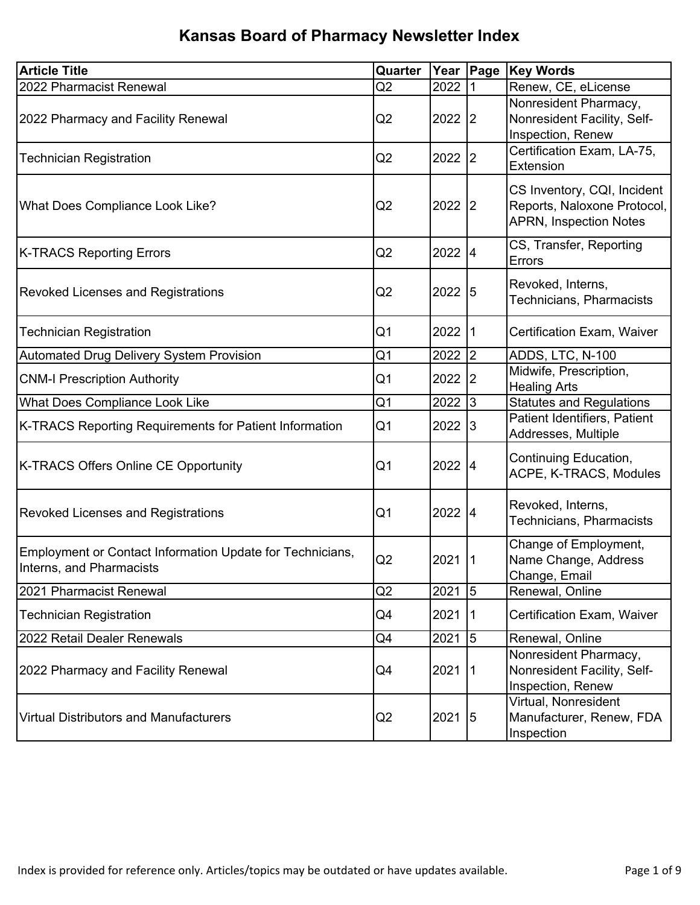# Kansas Board of Pharmacy Newsletter Index

| Article Title | Quarter | Year | Page | Key Words |
|---|---|---|---|---|
| 2022 Pharmacist Renewal | Q2 | 2022 | 1 | Renew, CE, eLicense |
| 2022 Pharmacy and Facility Renewal | Q2 | 2022 | 2 | Nonresident Pharmacy, Nonresident Facility, Self-Inspection, Renew |
| Technician Registration | Q2 | 2022 | 2 | Certification Exam, LA-75, Extension |
| What Does Compliance Look Like? | Q2 | 2022 | 2 | CS Inventory, CQI, Incident Reports, Naloxone Protocol, APRN, Inspection Notes |
| K-TRACS Reporting Errors | Q2 | 2022 | 4 | CS, Transfer, Reporting Errors |
| Revoked Licenses and Registrations | Q2 | 2022 | 5 | Revoked, Interns, Technicians, Pharmacists |
| Technician Registration | Q1 | 2022 | 1 | Certification Exam, Waiver |
| Automated Drug Delivery System Provision | Q1 | 2022 | 2 | ADDS, LTC, N-100 |
| CNM-I Prescription Authority | Q1 | 2022 | 2 | Midwife, Prescription, Healing Arts |
| What Does Compliance Look Like | Q1 | 2022 | 3 | Statutes and Regulations |
| K-TRACS Reporting Requirements for Patient Information | Q1 | 2022 | 3 | Patient Identifiers, Patient Addresses, Multiple |
| K-TRACS Offers Online CE Opportunity | Q1 | 2022 | 4 | Continuing Education, ACPE, K-TRACS, Modules |
| Revoked Licenses and Registrations | Q1 | 2022 | 4 | Revoked, Interns, Technicians, Pharmacists |
| Employment or Contact Information Update for Technicians, Interns, and Pharmacists | Q2 | 2021 | 1 | Change of Employment, Name Change, Address Change, Email |
| 2021 Pharmacist Renewal | Q2 | 2021 | 5 | Renewal, Online |
| Technician Registration | Q4 | 2021 | 1 | Certification Exam, Waiver |
| 2022 Retail Dealer Renewals | Q4 | 2021 | 5 | Renewal, Online |
| 2022 Pharmacy and Facility Renewal | Q4 | 2021 | 1 | Nonresident Pharmacy, Nonresident Facility, Self-Inspection, Renew |
| Virtual Distributors and Manufacturers | Q2 | 2021 | 5 | Virtual, Nonresident Manufacturer, Renew, FDA Inspection |

Index is provided for reference only. Articles/topics may be outdated or have updates available.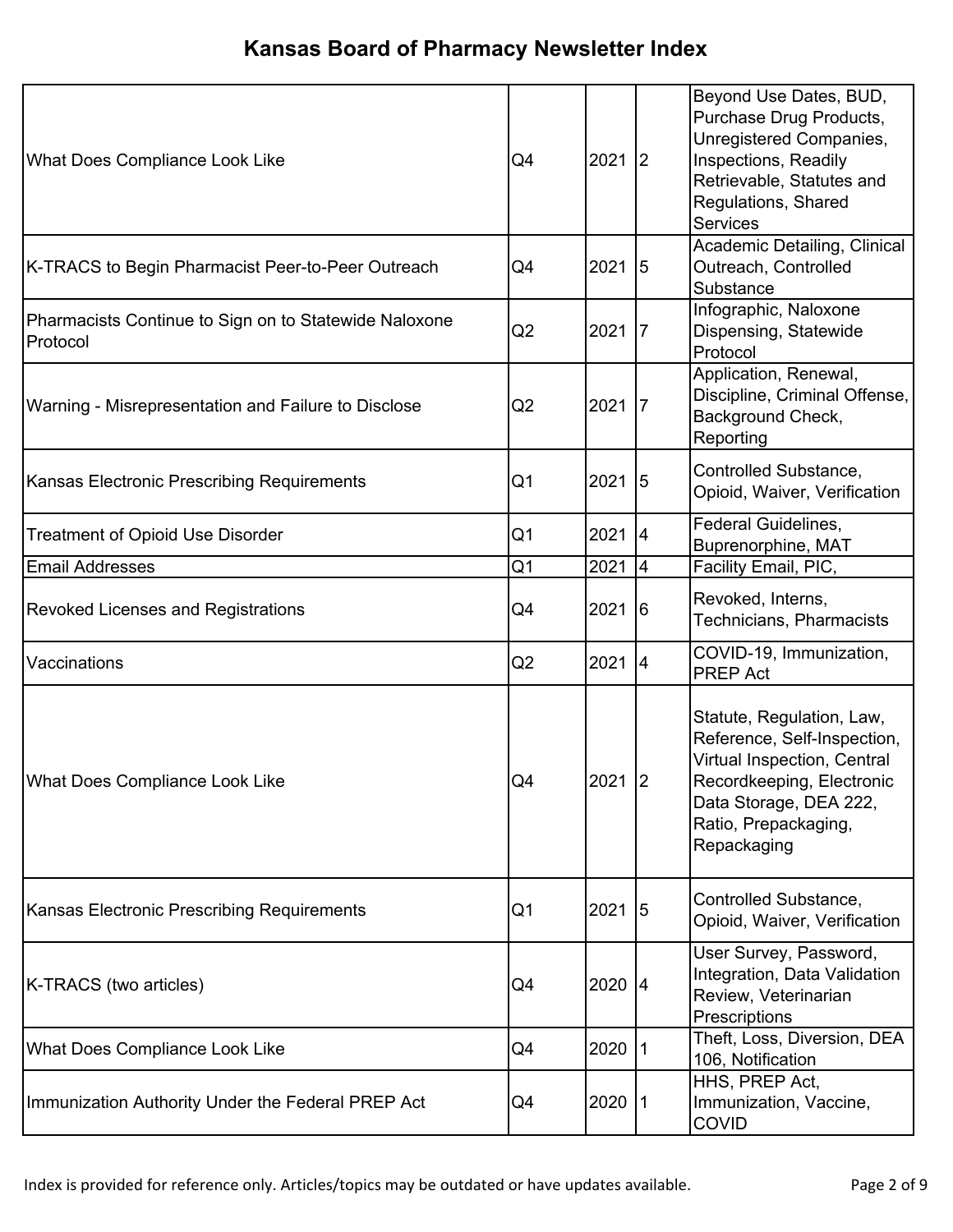# Kansas Board of Pharmacy Newsletter Index

| | | | | |
|---|---|---|---|---|
| What Does Compliance Look Like | Q4 | 2021 | 2 | Beyond Use Dates, BUD, Purchase Drug Products, Unregistered Companies, Inspections, Readily Retrievable, Statutes and Regulations, Shared Services |
| K-TRACS to Begin Pharmacist Peer-to-Peer Outreach | Q4 | 2021 | 5 | Academic Detailing, Clinical Outreach, Controlled Substance |
| Pharmacists Continue to Sign on to Statewide Naloxone Protocol | Q2 | 2021 | 7 | Infographic, Naloxone Dispensing, Statewide Protocol |
| Warning - Misrepresentation and Failure to Disclose | Q2 | 2021 | 7 | Application, Renewal, Discipline, Criminal Offense, Background Check, Reporting |
| Kansas Electronic Prescribing Requirements | Q1 | 2021 | 5 | Controlled Substance, Opioid, Waiver, Verification |
| Treatment of Opioid Use Disorder | Q1 | 2021 | 4 | Federal Guidelines, Buprenorphine, MAT |
| Email Addresses | Q1 | 2021 | 4 | Facility Email, PIC, |
| Revoked Licenses and Registrations | Q4 | 2021 | 6 | Revoked, Interns, Technicians, Pharmacists |
| Vaccinations | Q2 | 2021 | 4 | COVID-19, Immunization, PREP Act |
| What Does Compliance Look Like | Q4 | 2021 | 2 | Statute, Regulation, Law, Reference, Self-Inspection, Virtual Inspection, Central Recordkeeping, Electronic Data Storage, DEA 222, Ratio, Prepackaging, Repackaging |
| Kansas Electronic Prescribing Requirements | Q1 | 2021 | 5 | Controlled Substance, Opioid, Waiver, Verification |
| K-TRACS (two articles) | Q4 | 2020 | 4 | User Survey, Password, Integration, Data Validation Review, Veterinarian Prescriptions |
| What Does Compliance Look Like | Q4 | 2020 | 1 | Theft, Loss, Diversion, DEA 106, Notification |
| Immunization Authority Under the Federal PREP Act | Q4 | 2020 | 1 | HHS, PREP Act, Immunization, Vaccine, COVID |

Index is provided for reference only. Articles/topics may be outdated or have updates available.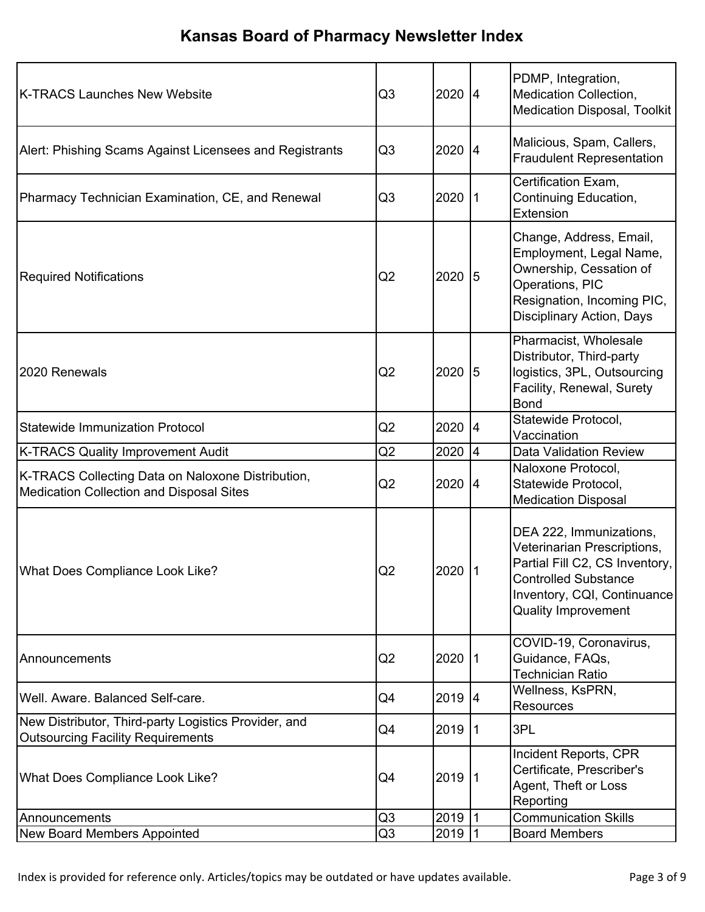# Kansas Board of Pharmacy Newsletter Index

| | | | | |
|---|---|---|---|---|
| K-TRACS Launches New Website | Q3 | 2020 | 4 | PDMP, Integration, Medication Collection, Medication Disposal, Toolkit |
| Alert: Phishing Scams Against Licensees and Registrants | Q3 | 2020 | 4 | Malicious, Spam, Callers, Fraudulent Representation |
| Pharmacy Technician Examination, CE, and Renewal | Q3 | 2020 | 1 | Certification Exam, Continuing Education, Extension |
| Required Notifications | Q2 | 2020 | 5 | Change, Address, Email, Employment, Legal Name, Ownership, Cessation of Operations, PIC Resignation, Incoming PIC, Disciplinary Action, Days |
| 2020 Renewals | Q2 | 2020 | 5 | Pharmacist, Wholesale Distributor, Third-party logistics, 3PL, Outsourcing Facility, Renewal, Surety Bond |
| Statewide Immunization Protocol | Q2 | 2020 | 4 | Statewide Protocol, Vaccination |
| K-TRACS Quality Improvement Audit | Q2 | 2020 | 4 | Data Validation Review |
| K-TRACS Collecting Data on Naloxone Distribution, Medication Collection and Disposal Sites | Q2 | 2020 | 4 | Naloxone Protocol, Statewide Protocol, Medication Disposal |
| What Does Compliance Look Like? | Q2 | 2020 | 1 | DEA 222, Immunizations, Veterinarian Prescriptions, Partial Fill C2, CS Inventory, Controlled Substance Inventory, CQI, Continuance Quality Improvement |
| Announcements | Q2 | 2020 | 1 | COVID-19, Coronavirus, Guidance, FAQs, Technician Ratio |
| Well. Aware. Balanced Self-care. | Q4 | 2019 | 4 | Wellness, KsPRN, Resources |
| New Distributor, Third-party Logistics Provider, and Outsourcing Facility Requirements | Q4 | 2019 | 1 | 3PL |
| What Does Compliance Look Like? | Q4 | 2019 | 1 | Incident Reports, CPR Certificate, Prescriber's Agent, Theft or Loss Reporting |
| Announcements | Q3 | 2019 | 1 | Communication Skills |
| New Board Members Appointed | Q3 | 2019 | 1 | Board Members |

Index is provided for reference only. Articles/topics may be outdated or have updates available.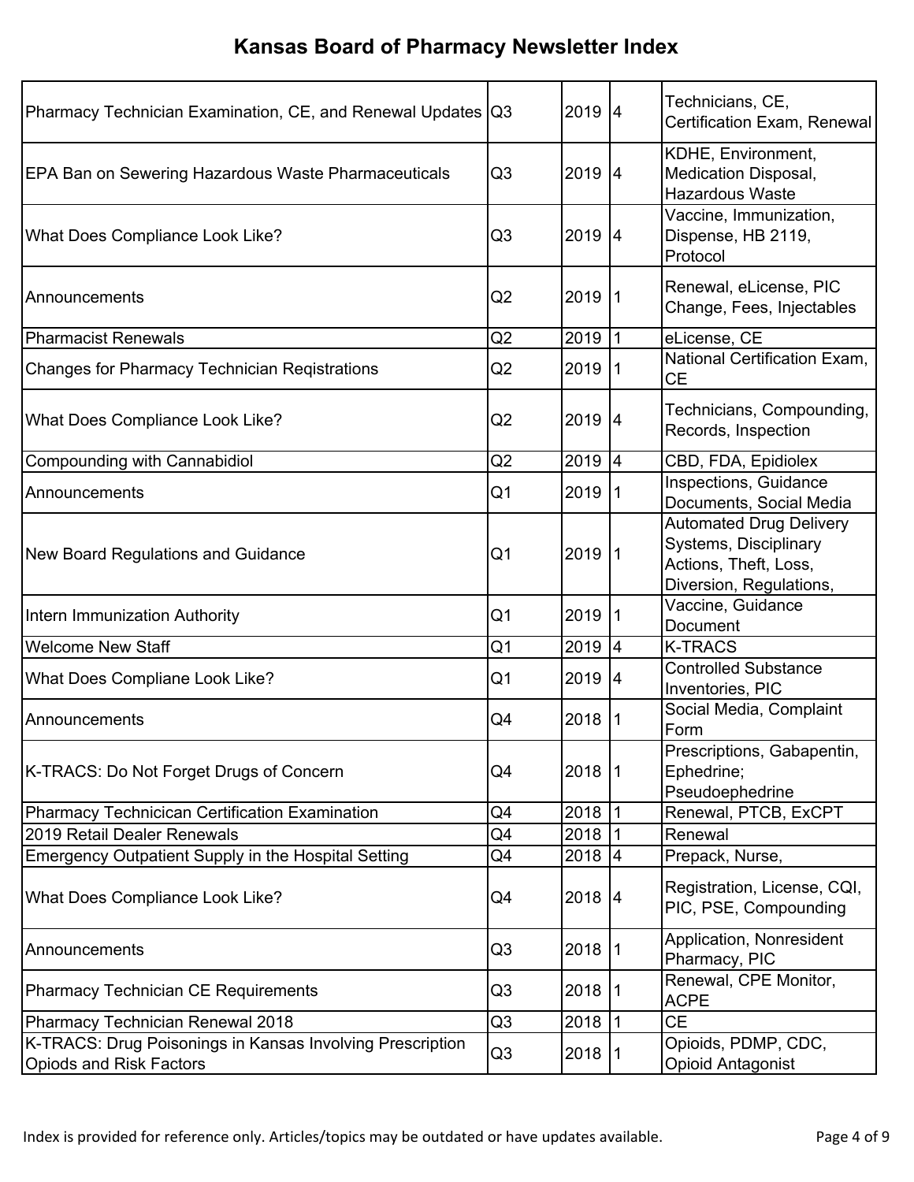# Kansas Board of Pharmacy Newsletter Index

| | | | | |
|---|---|---|---|---|
| Pharmacy Technician Examination, CE, and Renewal Updates | Q3 | 2019 | 4 | Technicians, CE, Certification Exam, Renewal |
| EPA Ban on Sewering Hazardous Waste Pharmaceuticals | Q3 | 2019 | 4 | KDHE, Environment, Medication Disposal, Hazardous Waste |
| What Does Compliance Look Like? | Q3 | 2019 | 4 | Vaccine, Immunization, Dispense, HB 2119, Protocol |
| Announcements | Q2 | 2019 | 1 | Renewal, eLicense, PIC Change, Fees, Injectables |
| Pharmacist Renewals | Q2 | 2019 | 1 | eLicense, CE |
| Changes for Pharmacy Technician Reqistrations | Q2 | 2019 | 1 | National Certification Exam, CE |
| What Does Compliance Look Like? | Q2 | 2019 | 4 | Technicians, Compounding, Records, Inspection |
| Compounding with Cannabidiol | Q2 | 2019 | 4 | CBD, FDA, Epidiolex |
| Announcements | Q1 | 2019 | 1 | Inspections, Guidance Documents, Social Media |
| New Board Regulations and Guidance | Q1 | 2019 | 1 | Automated Drug Delivery Systems, Disciplinary Actions, Theft, Loss, Diversion, Regulations, |
| Intern Immunization Authority | Q1 | 2019 | 1 | Vaccine, Guidance Document |
| Welcome New Staff | Q1 | 2019 | 4 | K-TRACS |
| What Does Compliane Look Like? | Q1 | 2019 | 4 | Controlled Substance Inventories, PIC |
| Announcements | Q4 | 2018 | 1 | Social Media, Complaint Form |
| K-TRACS: Do Not Forget Drugs of Concern | Q4 | 2018 | 1 | Prescriptions, Gabapentin, Ephedrine; Pseudoephedrine |
| Pharmacy Technicican Certification Examination | Q4 | 2018 | 1 | Renewal, PTCB, ExCPT |
| 2019 Retail Dealer Renewals | Q4 | 2018 | 1 | Renewal |
| Emergency Outpatient Supply in the Hospital Setting | Q4 | 2018 | 4 | Prepack, Nurse, |
| What Does Compliance Look Like? | Q4 | 2018 | 4 | Registration, License, CQI, PIC, PSE, Compounding |
| Announcements | Q3 | 2018 | 1 | Application, Nonresident Pharmacy, PIC |
| Pharmacy Technician CE Requirements | Q3 | 2018 | 1 | Renewal, CPE Monitor, ACPE |
| Pharmacy Technician Renewal 2018 | Q3 | 2018 | 1 | CE |
| K-TRACS: Drug Poisonings in Kansas Involving Prescription Opiods and Risk Factors | Q3 | 2018 | 1 | Opioids, PDMP, CDC, Opioid Antagonist |

Index is provided for reference only. Articles/topics may be outdated or have updates available.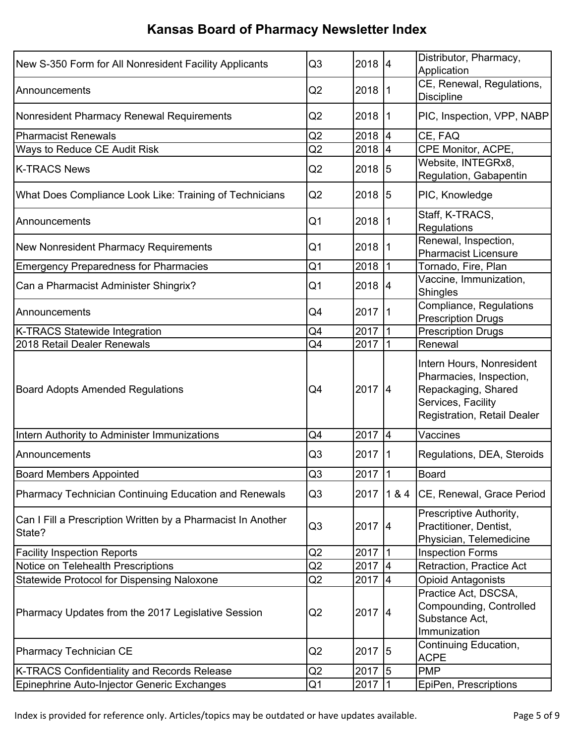# Kansas Board of Pharmacy Newsletter Index

| | | | | |
|---|---|---|---|---|
| New S-350 Form for All Nonresident Facility Applicants | Q3 | 2018 | 4 | Distributor, Pharmacy, Application |
| Announcements | Q2 | 2018 | 1 | CE, Renewal, Regulations, Discipline |
| Nonresident Pharmacy Renewal Requirements | Q2 | 2018 | 1 | PIC, Inspection, VPP, NABP |
| Pharmacist Renewals | Q2 | 2018 | 4 | CE, FAQ |
| Ways to Reduce CE Audit Risk | Q2 | 2018 | 4 | CPE Monitor, ACPE, |
| K-TRACS News | Q2 | 2018 | 5 | Website, INTEGRx8, Regulation, Gabapentin |
| What Does Compliance Look Like: Training of Technicians | Q2 | 2018 | 5 | PIC, Knowledge |
| Announcements | Q1 | 2018 | 1 | Staff, K-TRACS, Regulations |
| New Nonresident Pharmacy Requirements | Q1 | 2018 | 1 | Renewal, Inspection, Pharmacist Licensure |
| Emergency Preparedness for Pharmacies | Q1 | 2018 | 1 | Tornado, Fire, Plan |
| Can a Pharmacist Administer Shingrix? | Q1 | 2018 | 4 | Vaccine, Immunization, Shingles |
| Announcements | Q4 | 2017 | 1 | Compliance, Regulations Prescription Drugs |
| K-TRACS Statewide Integration | Q4 | 2017 | 1 | Prescription Drugs |
| 2018 Retail Dealer Renewals | Q4 | 2017 | 1 | Renewal |
| Board Adopts Amended Regulations | Q4 | 2017 | 4 | Intern Hours, Nonresident Pharmacies, Inspection, Repackaging, Shared Services, Facility Registration, Retail Dealer |
| Intern Authority to Administer Immunizations | Q4 | 2017 | 4 | Vaccines |
| Announcements | Q3 | 2017 | 1 | Regulations, DEA, Steroids |
| Board Members Appointed | Q3 | 2017 | 1 | Board |
| Pharmacy Technician Continuing Education and Renewals | Q3 | 2017 | 1 & 4 | CE, Renewal, Grace Period |
| Can I Fill a Prescription Written by a Pharmacist In Another State? | Q3 | 2017 | 4 | Prescriptive Authority, Practitioner, Dentist, Physician, Telemedicine |
| Facility Inspection Reports | Q2 | 2017 | 1 | Inspection Forms |
| Notice on Telehealth Prescriptions | Q2 | 2017 | 4 | Retraction, Practice Act |
| Statewide Protocol for Dispensing Naloxone | Q2 | 2017 | 4 | Opioid Antagonists |
| Pharmacy Updates from the 2017 Legislative Session | Q2 | 2017 | 4 | Practice Act, DSCSA, Compounding, Controlled Substance Act, Immunization |
| Pharmacy Technician CE | Q2 | 2017 | 5 | Continuing Education, ACPE |
| K-TRACS Confidentiality and Records Release | Q2 | 2017 | 5 | PMP |
| Epinephrine Auto-Injector Generic Exchanges | Q1 | 2017 | 1 | EpiPen, Prescriptions |

Index is provided for reference only. Articles/topics may be outdated or have updates available.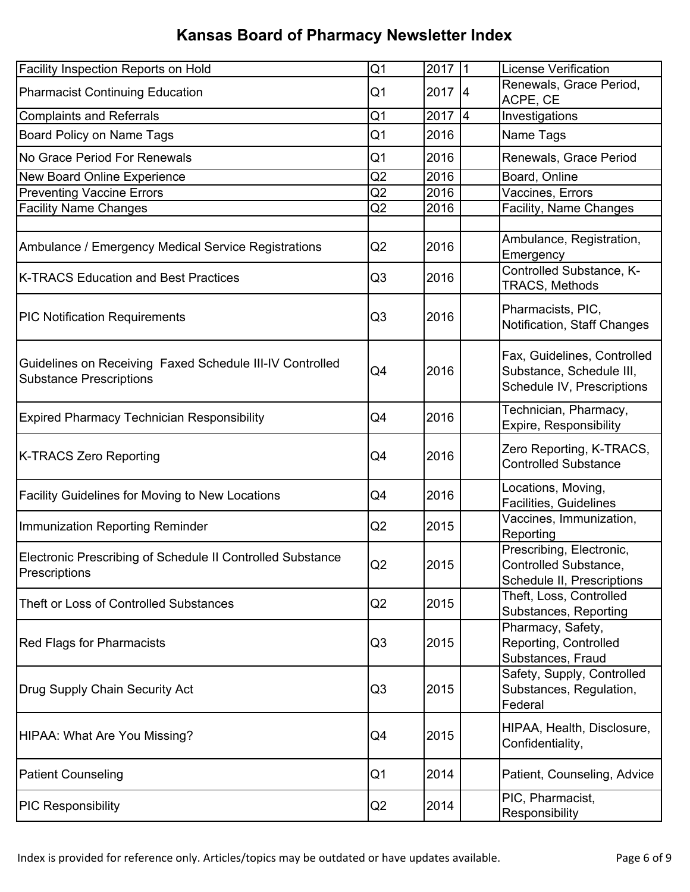# Kansas Board of Pharmacy Newsletter Index

| | | | | |
|---|---|---|---|---|
| Facility Inspection Reports on Hold | Q1 | 2017 | 1 | License Verification |
| Pharmacist Continuing Education | Q1 | 2017 | 4 | Renewals, Grace Period, ACPE, CE |
| Complaints and Referrals | Q1 | 2017 | 4 | Investigations |
| Board Policy on Name Tags | Q1 | 2016 | | Name Tags |
| No Grace Period For Renewals | Q1 | 2016 | | Renewals, Grace Period |
| New Board Online Experience | Q2 | 2016 | | Board, Online |
| Preventing Vaccine Errors | Q2 | 2016 | | Vaccines, Errors |
| Facility Name Changes | Q2 | 2016 | | Facility, Name Changes |
| | | | | |
| Ambulance / Emergency Medical Service Registrations | Q2 | 2016 | | Ambulance, Registration, Emergency |
| K-TRACS Education and Best Practices | Q3 | 2016 | | Controlled Substance, K-TRACS, Methods |
| PIC Notification Requirements | Q3 | 2016 | | Pharmacists, PIC, Notification, Staff Changes |
| Guidelines on Receiving Faxed Schedule III-IV Controlled Substance Prescriptions | Q4 | 2016 | | Fax, Guidelines, Controlled Substance, Schedule III, Schedule IV, Prescriptions |
| Expired Pharmacy Technician Responsibility | Q4 | 2016 | | Technician, Pharmacy, Expire, Responsibility |
| K-TRACS Zero Reporting | Q4 | 2016 | | Zero Reporting, K-TRACS, Controlled Substance |
| Facility Guidelines for Moving to New Locations | Q4 | 2016 | | Locations, Moving, Facilities, Guidelines |
| Immunization Reporting Reminder | Q2 | 2015 | | Vaccines, Immunization, Reporting |
| Electronic Prescribing of Schedule II Controlled Substance Prescriptions | Q2 | 2015 | | Prescribing, Electronic, Controlled Substance, Schedule II, Prescriptions |
| Theft or Loss of Controlled Substances | Q2 | 2015 | | Theft, Loss, Controlled Substances, Reporting |
| Red Flags for Pharmacists | Q3 | 2015 | | Pharmacy, Safety, Reporting, Controlled Substances, Fraud |
| Drug Supply Chain Security Act | Q3 | 2015 | | Safety, Supply, Controlled Substances, Regulation, Federal |
| HIPAA: What Are You Missing? | Q4 | 2015 | | HIPAA, Health, Disclosure, Confidentiality, |
| Patient Counseling | Q1 | 2014 | | Patient, Counseling, Advice |
| PIC Responsibility | Q2 | 2014 | | PIC, Pharmacist, Responsibility |

Index is provided for reference only. Articles/topics may be outdated or have updates available.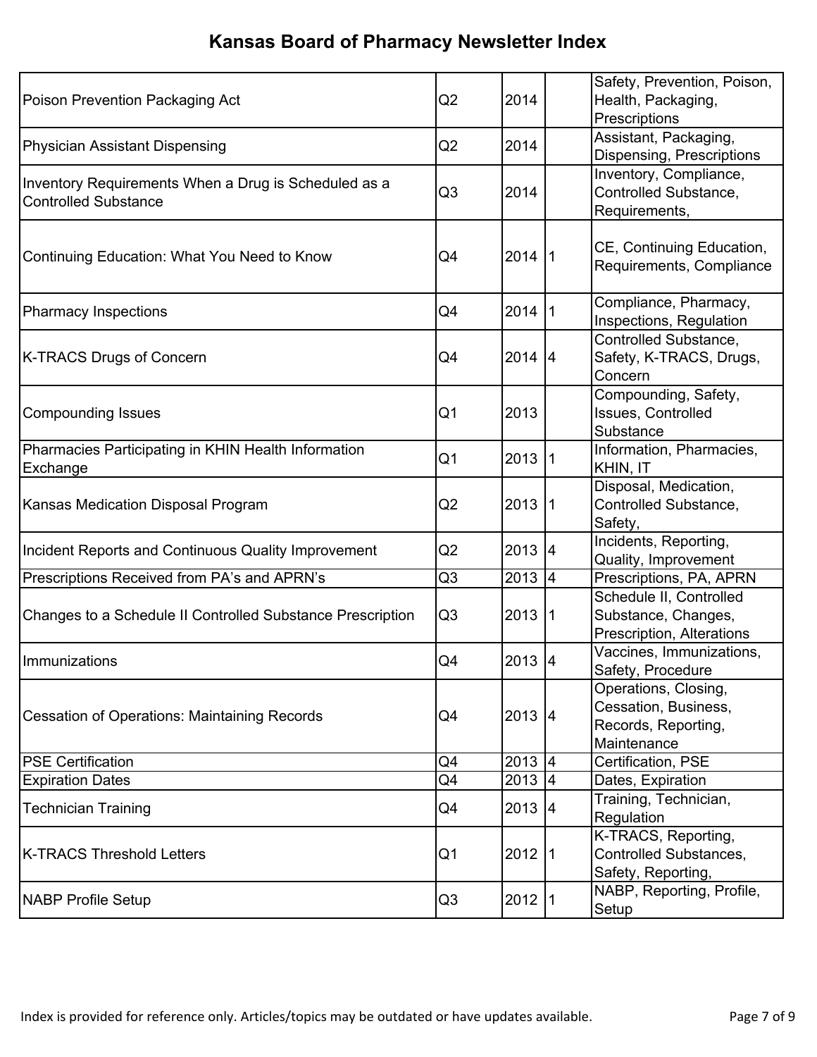# Kansas Board of Pharmacy Newsletter Index

| | | | | |
|---|---|---|---|---|
| Poison Prevention Packaging Act | Q2 | 2014 | | Safety, Prevention, Poison, Health, Packaging, Prescriptions |
| Physician Assistant Dispensing | Q2 | 2014 | | Assistant, Packaging, Dispensing, Prescriptions |
| Inventory Requirements When a Drug is Scheduled as a Controlled Substance | Q3 | 2014 | | Inventory, Compliance, Controlled Substance, Requirements, |
| Continuing Education: What You Need to Know | Q4 | 2014 | 1 | CE, Continuing Education, Requirements, Compliance |
| Pharmacy Inspections | Q4 | 2014 | 1 | Compliance, Pharmacy, Inspections, Regulation |
| K-TRACS Drugs of Concern | Q4 | 2014 | 4 | Controlled Substance, Safety, K-TRACS, Drugs, Concern |
| Compounding Issues | Q1 | 2013 | | Compounding, Safety, Issues, Controlled Substance |
| Pharmacies Participating in KHIN Health Information Exchange | Q1 | 2013 | 1 | Information, Pharmacies, KHIN, IT |
| Kansas Medication Disposal Program | Q2 | 2013 | 1 | Disposal, Medication, Controlled Substance, Safety, |
| Incident Reports and Continuous Quality Improvement | Q2 | 2013 | 4 | Incidents, Reporting, Quality, Improvement |
| Prescriptions Received from PA's and APRN's | Q3 | 2013 | 4 | Prescriptions, PA, APRN |
| Changes to a Schedule II Controlled Substance Prescription | Q3 | 2013 | 1 | Schedule II, Controlled Substance, Changes, Prescription, Alterations |
| Immunizations | Q4 | 2013 | 4 | Vaccines, Immunizations, Safety, Procedure |
| Cessation of Operations: Maintaining Records | Q4 | 2013 | 4 | Operations, Closing, Cessation, Business, Records, Reporting, Maintenance |
| PSE Certification | Q4 | 2013 | 4 | Certification, PSE |
| Expiration Dates | Q4 | 2013 | 4 | Dates, Expiration |
| Technician Training | Q4 | 2013 | 4 | Training, Technician, Regulation |
| K-TRACS Threshold Letters | Q1 | 2012 | 1 | K-TRACS, Reporting, Controlled Substances, Safety, Reporting, |
| NABP Profile Setup | Q3 | 2012 | 1 | NABP, Reporting, Profile, Setup |

Index is provided for reference only. Articles/topics may be outdated or have updates available.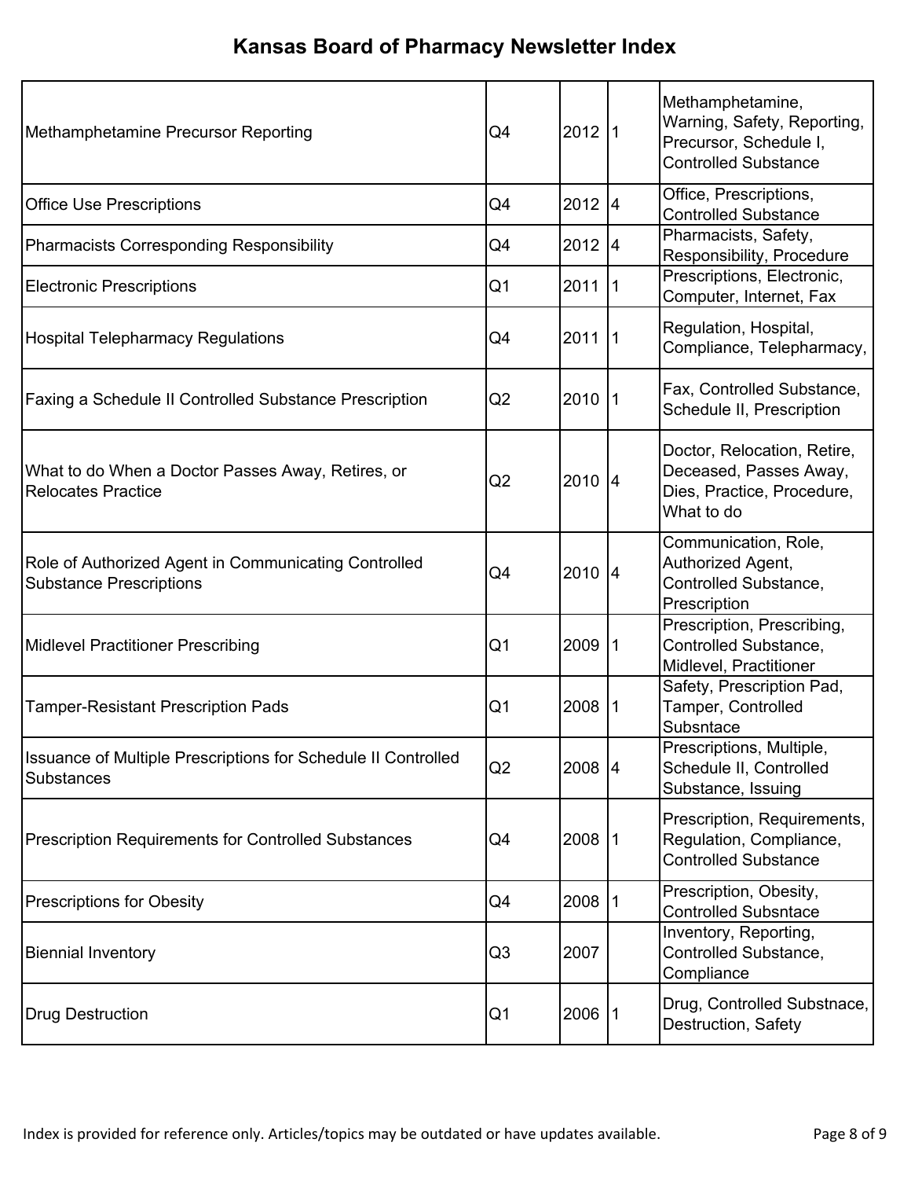# Kansas Board of Pharmacy Newsletter Index

| | | | | |
|---|---|---|---|---|
| Methamphetamine Precursor Reporting | Q4 | 2012 | 1 | Methamphetamine, Warning, Safety, Reporting, Precursor, Schedule I, Controlled Substance |
| Office Use Prescriptions | Q4 | 2012 | 4 | Office, Prescriptions, Controlled Substance |
| Pharmacists Corresponding Responsibility | Q4 | 2012 | 4 | Pharmacists, Safety, Responsibility, Procedure |
| Electronic Prescriptions | Q1 | 2011 | 1 | Prescriptions, Electronic, Computer, Internet, Fax |
| Hospital Telepharmacy Regulations | Q4 | 2011 | 1 | Regulation, Hospital, Compliance, Telepharmacy, |
| Faxing a Schedule II Controlled Substance Prescription | Q2 | 2010 | 1 | Fax, Controlled Substance, Schedule II, Prescription |
| What to do When a Doctor Passes Away, Retires, or Relocates Practice | Q2 | 2010 | 4 | Doctor, Relocation, Retire, Deceased, Passes Away, Dies, Practice, Procedure, What to do |
| Role of Authorized Agent in Communicating Controlled Substance Prescriptions | Q4 | 2010 | 4 | Communication, Role, Authorized Agent, Controlled Substance, Prescription |
| Midlevel Practitioner Prescribing | Q1 | 2009 | 1 | Prescription, Prescribing, Controlled Substance, Midlevel, Practitioner |
| Tamper-Resistant Prescription Pads | Q1 | 2008 | 1 | Safety, Prescription Pad, Tamper, Controlled Subsntace |
| Issuance of Multiple Prescriptions for Schedule II Controlled Substances | Q2 | 2008 | 4 | Prescriptions, Multiple, Schedule II, Controlled Substance, Issuing |
| Prescription Requirements for Controlled Substances | Q4 | 2008 | 1 | Prescription, Requirements, Regulation, Compliance, Controlled Substance |
| Prescriptions for Obesity | Q4 | 2008 | 1 | Prescription, Obesity, Controlled Subsntace |
| Biennial Inventory | Q3 | 2007 | | Inventory, Reporting, Controlled Substance, Compliance |
| Drug Destruction | Q1 | 2006 | 1 | Drug, Controlled Substnace, Destruction, Safety |

Index is provided for reference only. Articles/topics may be outdated or have updates available.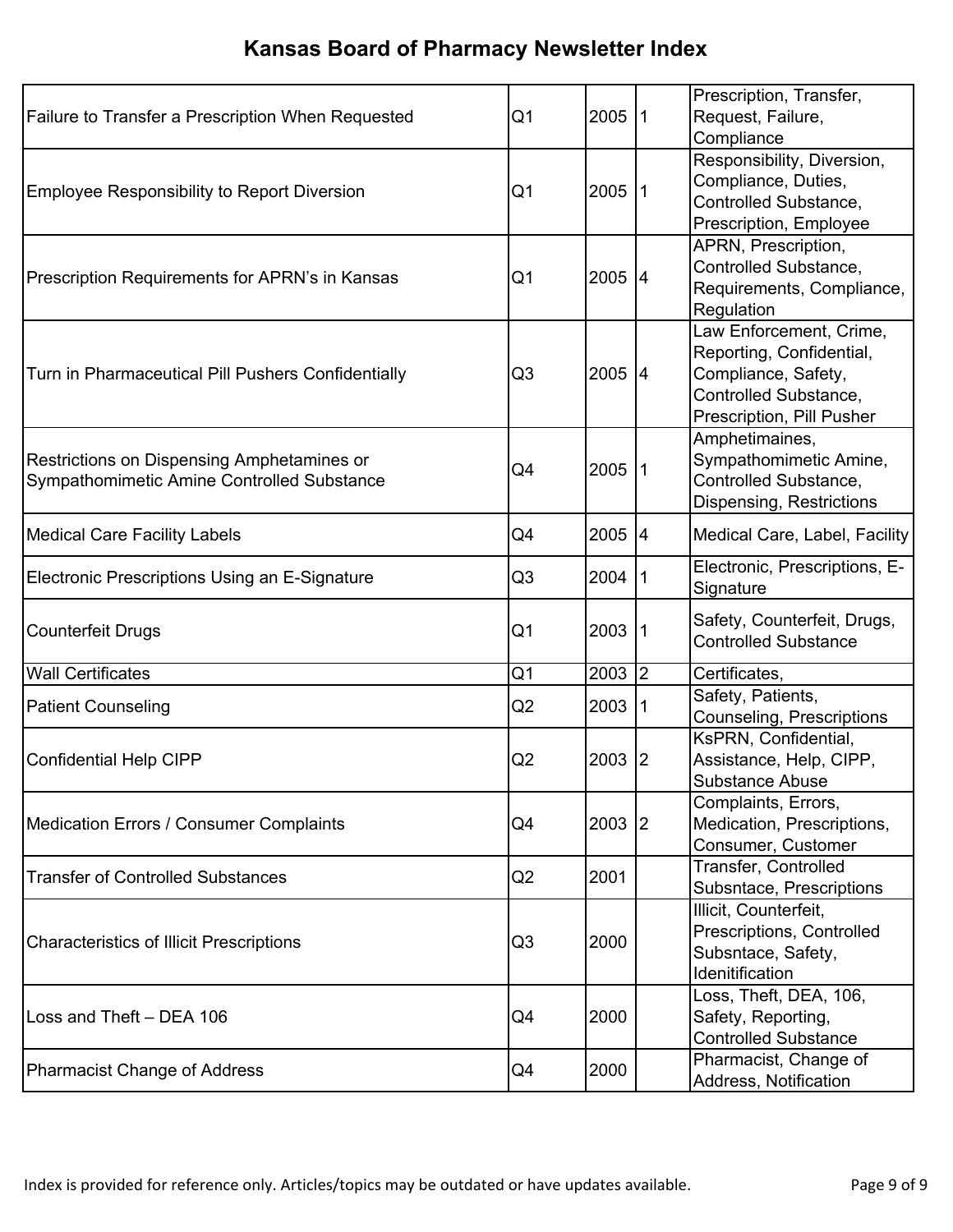# Kansas Board of Pharmacy Newsletter Index

| | | | | |
|---|---|---|---|---|
| Failure to Transfer a Prescription When Requested | Q1 | 2005 | 1 | Prescription, Transfer, Request, Failure, Compliance |
| Employee Responsibility to Report Diversion | Q1 | 2005 | 1 | Responsibility, Diversion, Compliance, Duties, Controlled Substance, Prescription, Employee |
| Prescription Requirements for APRN's in Kansas | Q1 | 2005 | 4 | APRN, Prescription, Controlled Substance, Requirements, Compliance, Regulation |
| Turn in Pharmaceutical Pill Pushers Confidentially | Q3 | 2005 | 4 | Law Enforcement, Crime, Reporting, Confidential, Compliance, Safety, Controlled Substance, Prescription, Pill Pusher |
| Restrictions on Dispensing Amphetamines or Sympathomimetic Amine Controlled Substance | Q4 | 2005 | 1 | Amphetimaines, Sympathomimetic Amine, Controlled Substance, Dispensing, Restrictions |
| Medical Care Facility Labels | Q4 | 2005 | 4 | Medical Care, Label, Facility |
| Electronic Prescriptions Using an E-Signature | Q3 | 2004 | 1 | Electronic, Prescriptions, E-Signature |
| Counterfeit Drugs | Q1 | 2003 | 1 | Safety, Counterfeit, Drugs, Controlled Substance |
| Wall Certificates | Q1 | 2003 | 2 | Certificates, |
| Patient Counseling | Q2 | 2003 | 1 | Safety, Patients, Counseling, Prescriptions |
| Confidential Help CIPP | Q2 | 2003 | 2 | KsPRN, Confidential, Assistance, Help, CIPP, Substance Abuse |
| Medication Errors / Consumer Complaints | Q4 | 2003 | 2 | Complaints, Errors, Medication, Prescriptions, Consumer, Customer |
| Transfer of Controlled Substances | Q2 | 2001 | | Transfer, Controlled Subsntace, Prescriptions |
| Characteristics of Illicit Prescriptions | Q3 | 2000 | | Illicit, Counterfeit, Prescriptions, Controlled Subsntace, Safety, Idenitification |
| Loss and Theft – DEA 106 | Q4 | 2000 | | Loss, Theft, DEA, 106, Safety, Reporting, Controlled Substance |
| Pharmacist Change of Address | Q4 | 2000 | | Pharmacist, Change of Address, Notification |

Index is provided for reference only. Articles/topics may be outdated or have updates available.